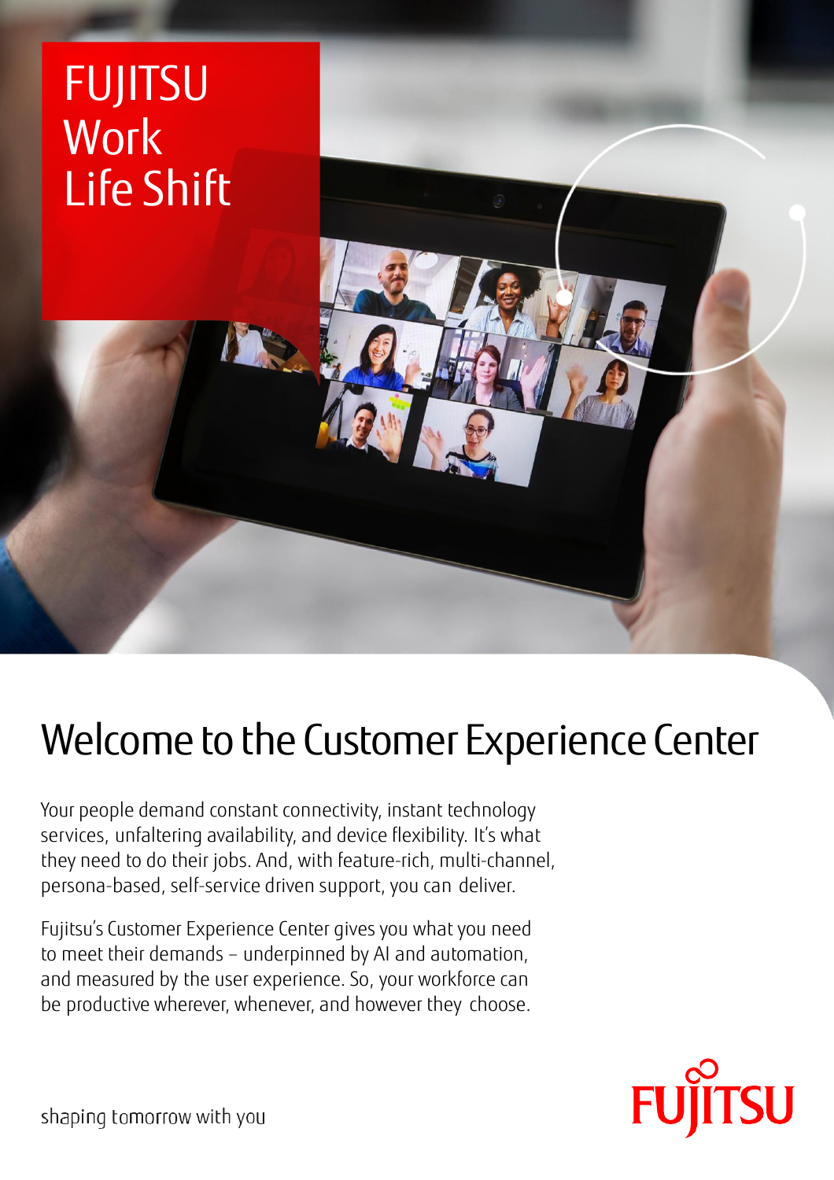# FUJITSU Work Life Shift

## Welcome to the Customer Experience Center

Your people demand constant connectivity, instant technology services, unfaltering availability, and device flexibility. It's what they need to do their jobs. And, with feature-rich, multi-channel, persona-based, self-service driven support, you can deliver.

Fujitsu's Customer Experience Center gives you what you need to meet their demands – underpinned by AI and automation, and measured by the user experience. So, your workforce can be productive wherever, whenever, and however they choose.

shaping tomorrow with you

FUJITSU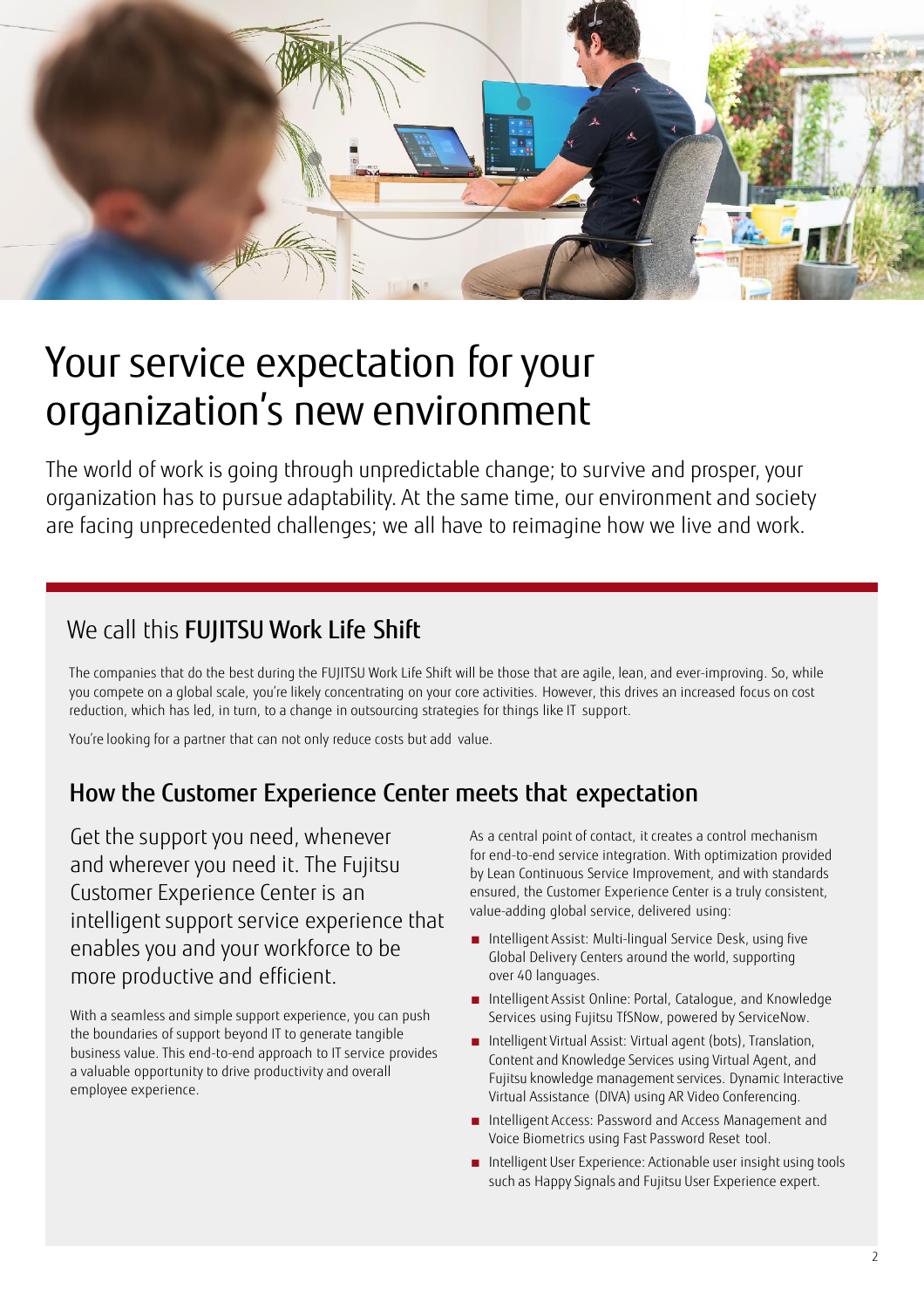# Your service expectation for your organization's new environment

The world of work is going through unpredictable change; to survive and prosper, your organization has to pursue adaptability. At the same time, our environment and society are facing unprecedented challenges; we all have to reimagine how we live and work.

## We call this **FUJITSU Work Life Shift**

The companies that do the best during the FUJITSU Work Life Shift will be those that are agile, lean, and ever-improving. So, while you compete on a global scale, you're likely concentrating on your core activities. However, this drives an increased focus on cost reduction, which has led, in turn, to a change in outsourcing strategies for things like IT support.

You're looking for a partner that can not only reduce costs but add value.

## How the Customer Experience Center meets that expectation

Get the support you need, whenever and wherever you need it. The Fujitsu Customer Experience Center is an intelligent support service experience that enables you and your workforce to be more productive and efficient.

With a seamless and simple support experience, you can push the boundaries of support beyond IT to generate tangible business value. This end-to-end approach to IT service provides a valuable opportunity to drive productivity and overall employee experience.

As a central point of contact, it creates a control mechanism for end-to-end service integration. With optimization provided by Lean Continuous Service Improvement, and with standards ensured, the Customer Experience Center is a truly consistent, value-adding global service, delivered using:

- Intelligent Assist: Multi-lingual Service Desk, using five Global Delivery Centers around the world, supporting over 40 languages.
- Intelligent Assist Online: Portal, Catalogue, and Knowledge Services using Fujitsu TfSNow, powered by ServiceNow.
- Intelligent Virtual Assist: Virtual agent (bots), Translation, Content and Knowledge Services using Virtual Agent, and Fujitsu knowledge management services. Dynamic Interactive Virtual Assistance (DIVA) using AR Video Conferencing.
- Intelligent Access: Password and Access Management and Voice Biometrics using Fast Password Reset tool.
- Intelligent User Experience: Actionable user insight using tools such as Happy Signals and Fujitsu User Experience expert.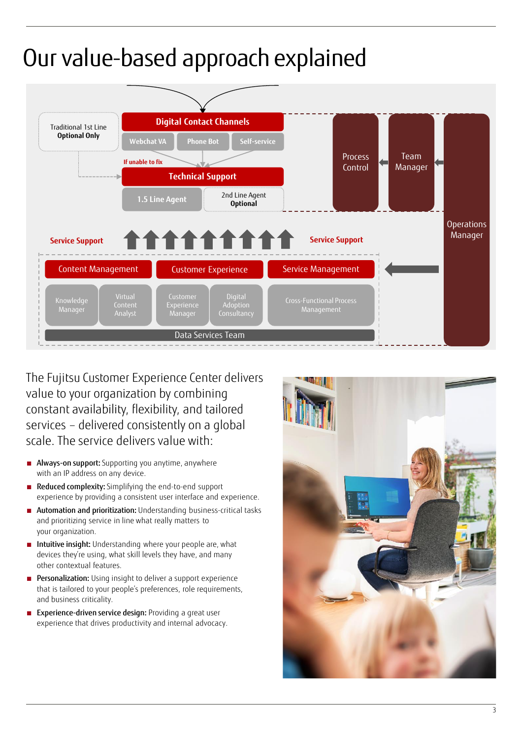# Our value-based approach explained

Traditional 1st Line
**Optional Only**

**Digital Contact Channels**

Webchat VA | Phone Bot | Self-service

If unable to fix

**Technical Support**

1.5 Line Agent | 2nd Line Agent **Optional**

Process Control

Team Manager

Operations Manager

Service Support

Service Support

Content Management | Customer Experience | Service Management

Knowledge Manager | Virtual Content Analyst | Customer Experience Manager | Digital Adoption Consultancy | Cross-Functional Process Management

Data Services Team

The Fujitsu Customer Experience Center delivers value to your organization by combining constant availability, flexibility, and tailored services – delivered consistently on a global scale. The service delivers value with:

- **Always-on support:** Supporting you anytime, anywhere with an IP address on any device.
- **Reduced complexity:** Simplifying the end-to-end support experience by providing a consistent user interface and experience.
- **Automation and prioritization:** Understanding business-critical tasks and prioritizing service in line what really matters to your organization.
- **Intuitive insight:** Understanding where your people are, what devices they're using, what skill levels they have, and many other contextual features.
- **Personalization:** Using insight to deliver a support experience that is tailored to your people's preferences, role requirements, and business criticality.
- **Experience-driven service design:** Providing a great user experience that drives productivity and internal advocacy.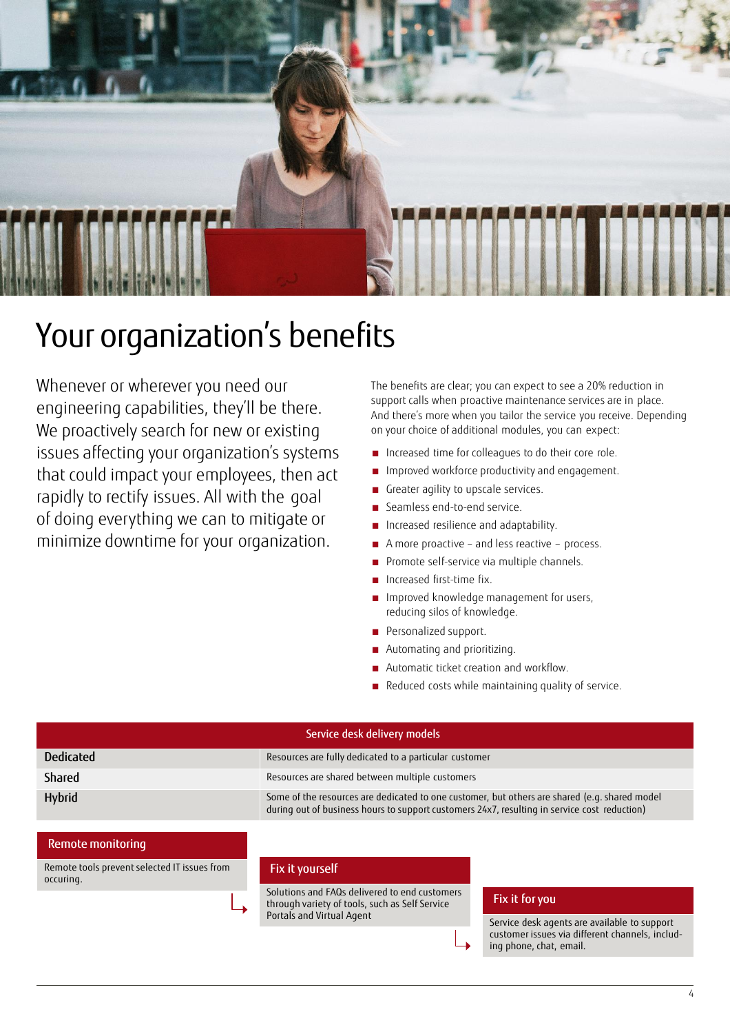# Your organization's benefits

Whenever or wherever you need our engineering capabilities, they'll be there. We proactively search for new or existing issues affecting your organization's systems that could impact your employees, then act rapidly to rectify issues. All with the goal of doing everything we can to mitigate or minimize downtime for your organization.

The benefits are clear; you can expect to see a 20% reduction in support calls when proactive maintenance services are in place. And there's more when you tailor the service you receive. Depending on your choice of additional modules, you can expect:

- Increased time for colleagues to do their core role.
- Improved workforce productivity and engagement.
- Greater agility to upscale services.
- Seamless end-to-end service.
- Increased resilience and adaptability.
- A more proactive – and less reactive – process.
- Promote self-service via multiple channels.
- Increased first-time fix.
- Improved knowledge management for users, reducing silos of knowledge.
- Personalized support.
- Automating and prioritizing.
- Automatic ticket creation and workflow.
- Reduced costs while maintaining quality of service.

| Service desk delivery models | |
|---|---|
| **Dedicated** | Resources are fully dedicated to a particular customer |
| **Shared** | Resources are shared between multiple customers |
| **Hybrid** | Some of the resources are dedicated to one customer, but others are shared (e.g. shared model during out of business hours to support customers 24x7, resulting in service cost reduction) |

**Remote monitoring**

Remote tools prevent selected IT issues from occuring.

**Fix it yourself**

Solutions and FAQs delivered to end customers through variety of tools, such as Self Service Portals and Virtual Agent

**Fix it for you**

Service desk agents are available to support customer issues via different channels, including phone, chat, email.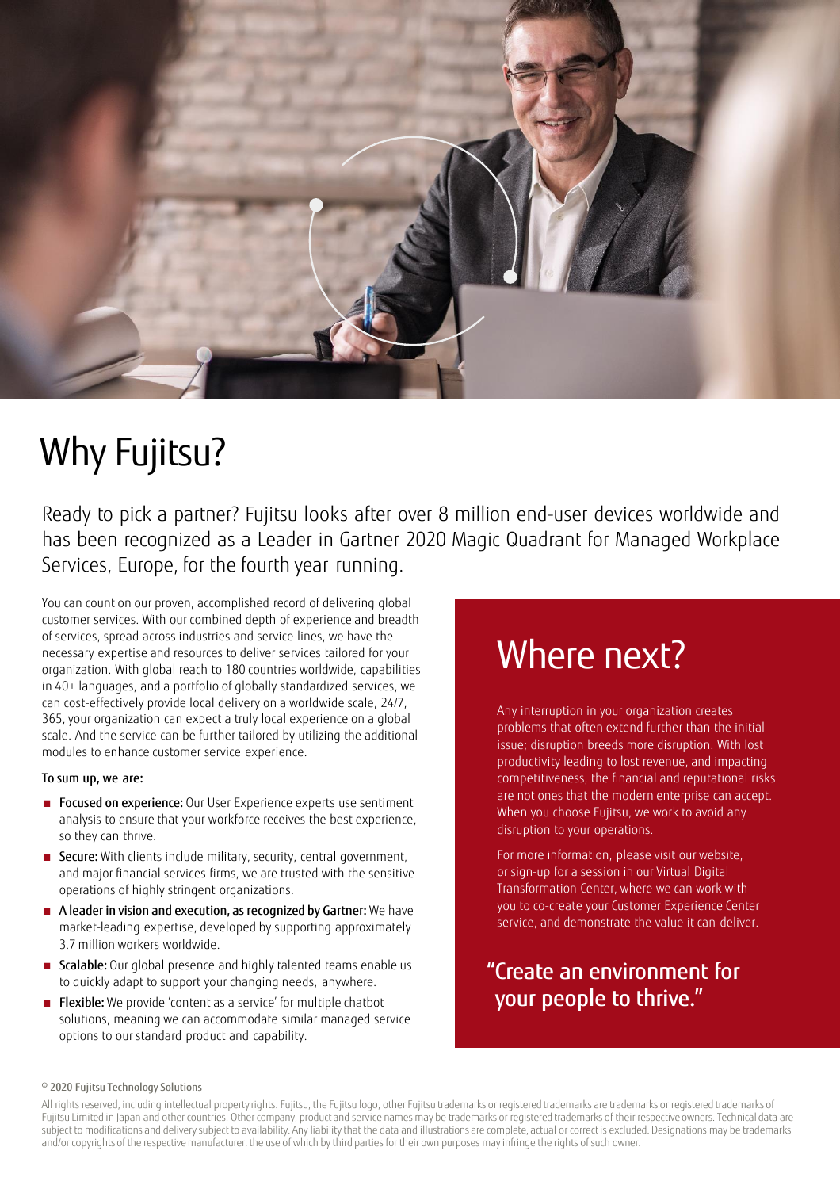# Why Fujitsu?

Ready to pick a partner? Fujitsu looks after over 8 million end-user devices worldwide and has been recognized as a Leader in Gartner 2020 Magic Quadrant for Managed Workplace Services, Europe, for the fourth year running.

You can count on our proven, accomplished record of delivering global customer services. With our combined depth of experience and breadth of services, spread across industries and service lines, we have the necessary expertise and resources to deliver services tailored for your organization. With global reach to 180 countries worldwide, capabilities in 40+ languages, and a portfolio of globally standardized services, we can cost-effectively provide local delivery on a worldwide scale, 24/7, 365, your organization can expect a truly local experience on a global scale. And the service can be further tailored by utilizing the additional modules to enhance customer service experience.

**To sum up, we are:**

- **Focused on experience:** Our User Experience experts use sentiment analysis to ensure that your workforce receives the best experience, so they can thrive.
- **Secure:** With clients include military, security, central government, and major financial services firms, we are trusted with the sensitive operations of highly stringent organizations.
- **A leader in vision and execution, as recognized by Gartner:** We have market-leading expertise, developed by supporting approximately 3.7 million workers worldwide.
- **Scalable:** Our global presence and highly talented teams enable us to quickly adapt to support your changing needs, anywhere.
- **Flexible:** We provide 'content as a service' for multiple chatbot solutions, meaning we can accommodate similar managed service options to our standard product and capability.

## Where next?

Any interruption in your organization creates problems that often extend further than the initial issue; disruption breeds more disruption. With lost productivity leading to lost revenue, and impacting competitiveness, the financial and reputational risks are not ones that the modern enterprise can accept. When you choose Fujitsu, we work to avoid any disruption to your operations.

For more information, please visit our website, or sign-up for a session in our Virtual Digital Transformation Center, where we can work with you to co-create your Customer Experience Center service, and demonstrate the value it can deliver.

"Create an environment for your people to thrive."

© 2020 Fujitsu Technology Solutions

All rights reserved, including intellectual property rights. Fujitsu, the Fujitsu logo, other Fujitsu trademarks or registered trademarks are trademarks or registered trademarks of Fujitsu Limited in Japan and other countries. Other company, product and service names may be trademarks or registered trademarks of their respective owners. Technical data are subject to modifications and delivery subject to availability. Any liability that the data and illustrations are complete, actual or correct is excluded. Designations may be trademarks and/or copyrights of the respective manufacturer, the use of which by third parties for their own purposes may infringe the rights of such owner.